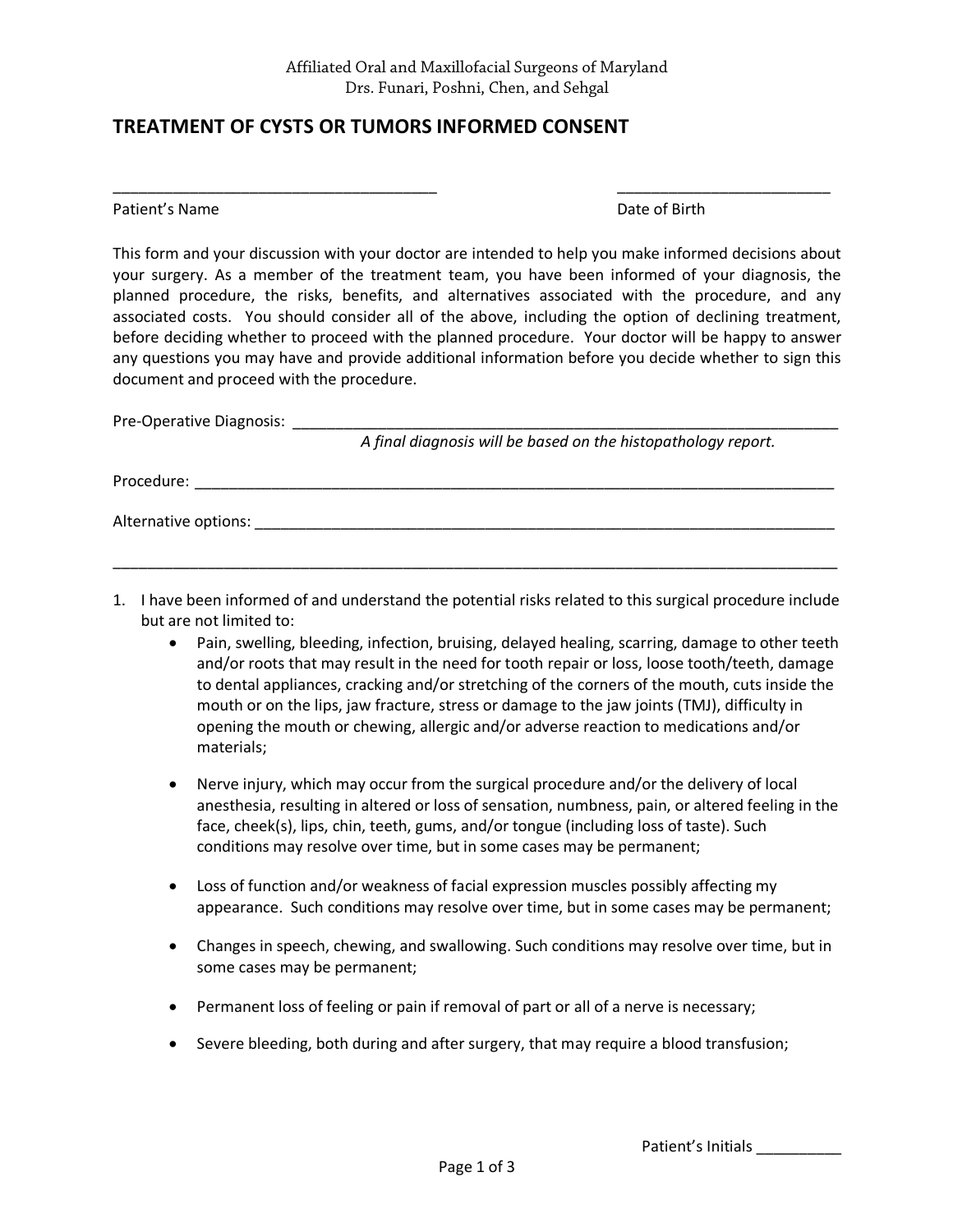Affiliated Oral and Maxillofacial Surgeons of Maryland
Drs. Funari, Poshni, Chen, and Sehgal

# TREATMENT OF CYSTS OR TUMORS INFORMED CONSENT

_______________________________________ _________________________

Patient's Name Date of Birth

This form and your discussion with your doctor are intended to help you make informed decisions about your surgery. As a member of the treatment team, you have been informed of your diagnosis, the planned procedure, the risks, benefits, and alternatives associated with the procedure, and any associated costs. You should consider all of the above, including the option of declining treatment, before deciding whether to proceed with the planned procedure. Your doctor will be happy to answer any questions you may have and provide additional information before you decide whether to sign this document and proceed with the procedure.

Pre-Operative Diagnosis: ____________________________________________________________________

*A final diagnosis will be based on the histopathology report.*

Procedure: ________________________________________________________________________________

Alternative options: _________________________________________________________________________

___________________________________________________________________________________________

1. I have been informed of and understand the potential risks related to this surgical procedure include but are not limited to:
   - Pain, swelling, bleeding, infection, bruising, delayed healing, scarring, damage to other teeth and/or roots that may result in the need for tooth repair or loss, loose tooth/teeth, damage to dental appliances, cracking and/or stretching of the corners of the mouth, cuts inside the mouth or on the lips, jaw fracture, stress or damage to the jaw joints (TMJ), difficulty in opening the mouth or chewing, allergic and/or adverse reaction to medications and/or materials;
   - Nerve injury, which may occur from the surgical procedure and/or the delivery of local anesthesia, resulting in altered or loss of sensation, numbness, pain, or altered feeling in the face, cheek(s), lips, chin, teeth, gums, and/or tongue (including loss of taste). Such conditions may resolve over time, but in some cases may be permanent;
   - Loss of function and/or weakness of facial expression muscles possibly affecting my appearance. Such conditions may resolve over time, but in some cases may be permanent;
   - Changes in speech, chewing, and swallowing. Such conditions may resolve over time, but in some cases may be permanent;
   - Permanent loss of feeling or pain if removal of part or all of a nerve is necessary;
   - Severe bleeding, both during and after surgery, that may require a blood transfusion;

Patient's Initials __________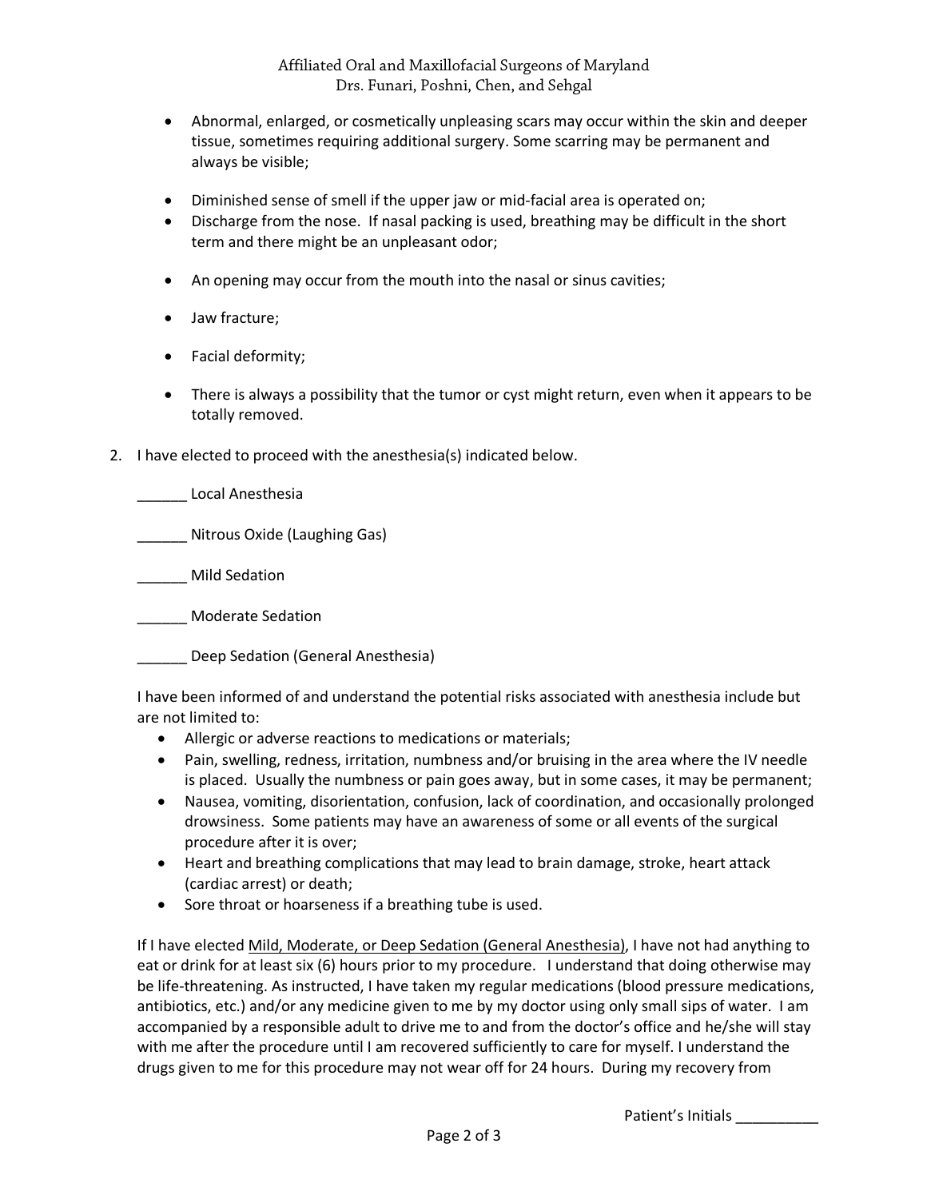- Abnormal, enlarged, or cosmetically unpleasing scars may occur within the skin and deeper tissue, sometimes requiring additional surgery. Some scarring may be permanent and always be visible;
- Diminished sense of smell if the upper jaw or mid-facial area is operated on;
- Discharge from the nose. If nasal packing is used, breathing may be difficult in the short term and there might be an unpleasant odor;
- An opening may occur from the mouth into the nasal or sinus cavities;
- Jaw fracture;
- Facial deformity;
- There is always a possibility that the tumor or cyst might return, even when it appears to be totally removed.

2. I have elected to proceed with the anesthesia(s) indicated below.

   ______ Local Anesthesia

   ______ Nitrous Oxide (Laughing Gas)

   ______ Mild Sedation

   ______ Moderate Sedation

   ______ Deep Sedation (General Anesthesia)

   I have been informed of and understand the potential risks associated with anesthesia include but are not limited to:

   - Allergic or adverse reactions to medications or materials;
   - Pain, swelling, redness, irritation, numbness and/or bruising in the area where the IV needle is placed. Usually the numbness or pain goes away, but in some cases, it may be permanent;
   - Nausea, vomiting, disorientation, confusion, lack of coordination, and occasionally prolonged drowsiness. Some patients may have an awareness of some or all events of the surgical procedure after it is over;
   - Heart and breathing complications that may lead to brain damage, stroke, heart attack (cardiac arrest) or death;
   - Sore throat or hoarseness if a breathing tube is used.

   If I have elected <u>Mild, Moderate, or Deep Sedation (General Anesthesia)</u>, I have not had anything to eat or drink for at least six (6) hours prior to my procedure. I understand that doing otherwise may be life-threatening. As instructed, I have taken my regular medications (blood pressure medications, antibiotics, etc.) and/or any medicine given to me by my doctor using only small sips of water. I am accompanied by a responsible adult to drive me to and from the doctor's office and he/she will stay with me after the procedure until I am recovered sufficiently to care for myself. I understand the drugs given to me for this procedure may not wear off for 24 hours. During my recovery from

Patient's Initials __________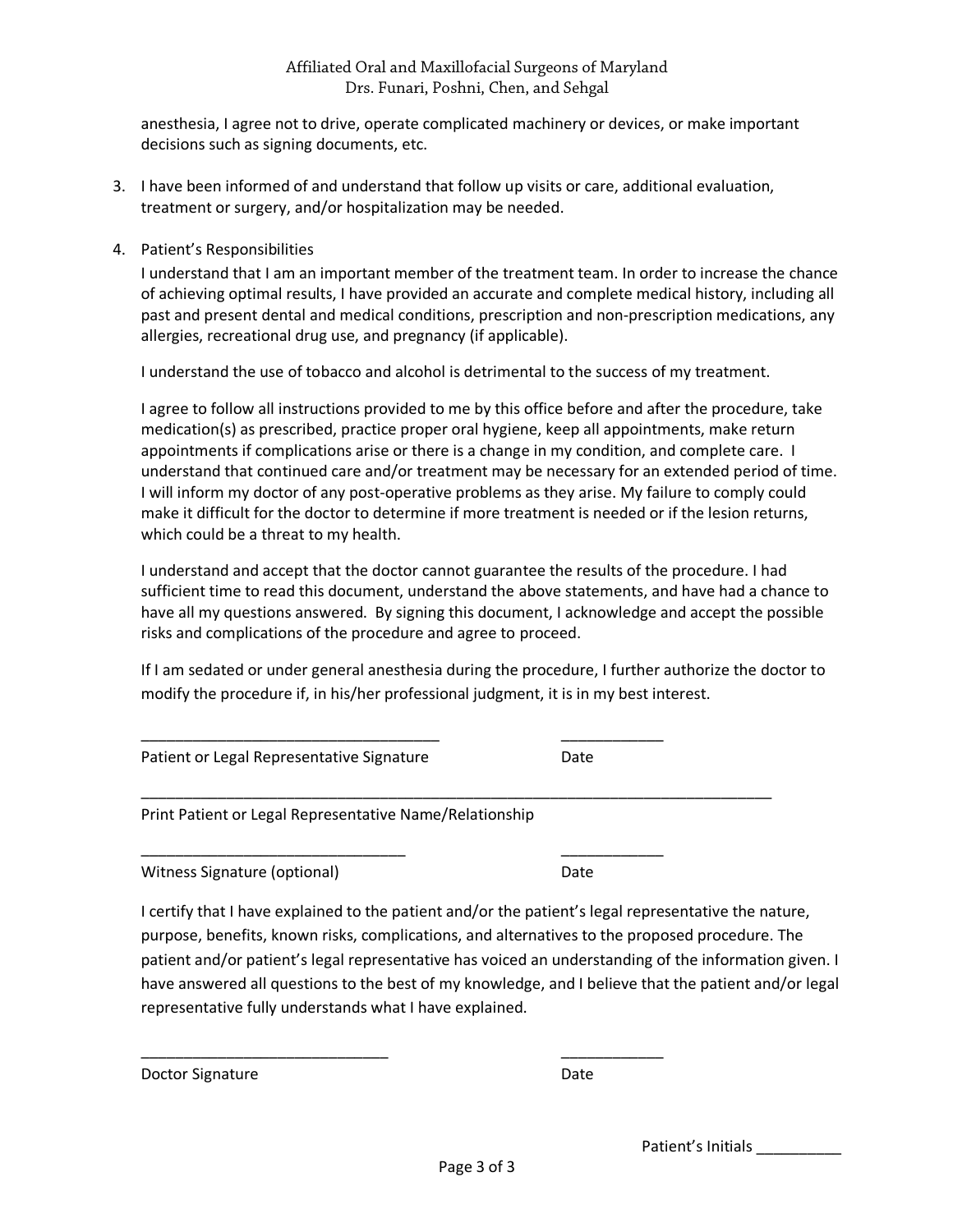anesthesia, I agree not to drive, operate complicated machinery or devices, or make important decisions such as signing documents, etc.

3. I have been informed of and understand that follow up visits or care, additional evaluation, treatment or surgery, and/or hospitalization may be needed.

4. Patient's Responsibilities

   I understand that I am an important member of the treatment team. In order to increase the chance of achieving optimal results, I have provided an accurate and complete medical history, including all past and present dental and medical conditions, prescription and non-prescription medications, any allergies, recreational drug use, and pregnancy (if applicable).

   I understand the use of tobacco and alcohol is detrimental to the success of my treatment.

   I agree to follow all instructions provided to me by this office before and after the procedure, take medication(s) as prescribed, practice proper oral hygiene, keep all appointments, make return appointments if complications arise or there is a change in my condition, and complete care. I understand that continued care and/or treatment may be necessary for an extended period of time. I will inform my doctor of any post-operative problems as they arise. My failure to comply could make it difficult for the doctor to determine if more treatment is needed or if the lesion returns, which could be a threat to my health.

   I understand and accept that the doctor cannot guarantee the results of the procedure. I had sufficient time to read this document, understand the above statements, and have had a chance to have all my questions answered. By signing this document, I acknowledge and accept the possible risks and complications of the procedure and agree to proceed.

   If I am sedated or under general anesthesia during the procedure, I further authorize the doctor to modify the procedure if, in his/her professional judgment, it is in my best interest.

___________________________________ ____________

Patient or Legal Representative Signature Date

_____________________________________________________________________________

Print Patient or Legal Representative Name/Relationship

_______________________________ ____________

Witness Signature (optional) Date

I certify that I have explained to the patient and/or the patient's legal representative the nature, purpose, benefits, known risks, complications, and alternatives to the proposed procedure. The patient and/or patient's legal representative has voiced an understanding of the information given. I have answered all questions to the best of my knowledge, and I believe that the patient and/or legal representative fully understands what I have explained.

_____________________________ ____________

Doctor Signature Date

Patient's Initials __________